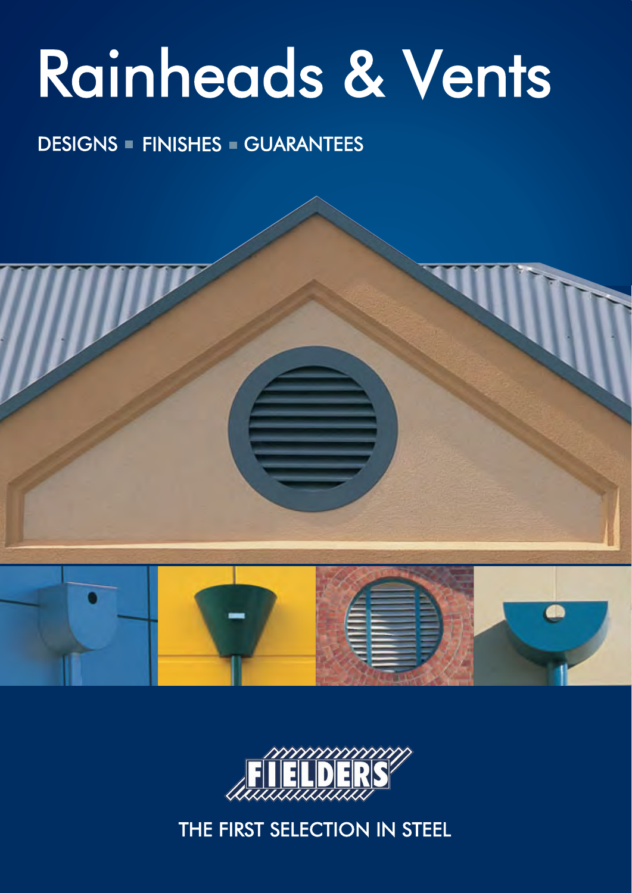# Rainheads & Vents

DESIGNS ■ FINISHES ■ GUARANTEES

FIELDERS

THE FIRST SELECTION IN STEEL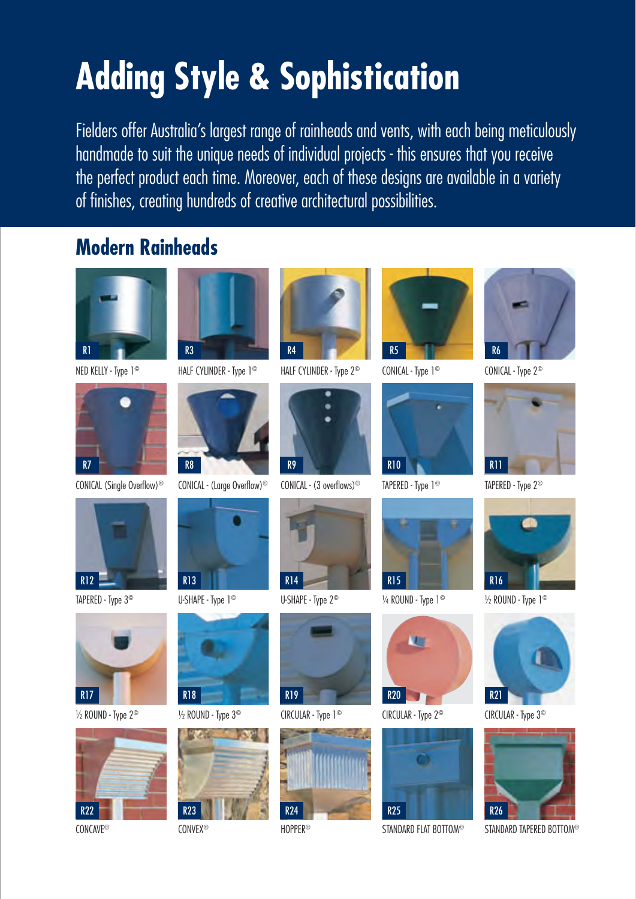# Adding Style & Sophistication

Fielders offer Australia's largest range of rainheads and vents, with each being meticulously handmade to suit the unique needs of individual projects - this ensures that you receive the perfect product each time. Moreover, each of these designs are available in a variety of finishes, creating hundreds of creative architectural possibilities.

## Modern Rainheads

R1
NED KELLY - Type 1©

R3
HALF CYLINDER - Type 1©

R4
HALF CYLINDER - Type 2©

R5
CONICAL - Type 1©

R6
CONICAL - Type 2©

R7
CONICAL (Single Overflow)©

R8
CONICAL - (Large Overflow)©

R9
CONICAL - (3 overflows)©

R10
TAPERED - Type 1©

R11
TAPERED - Type 2©

R12
TAPERED - Type 3©

R13
U-SHAPE - Type 1©

R14
U-SHAPE - Type 2©

R15
¼ ROUND - Type 1©

R16
½ ROUND - Type 1©

R17
½ ROUND - Type 2©

R18
½ ROUND - Type 3©

R19
CIRCULAR - Type 1©

R20
CIRCULAR - Type 2©

R21
CIRCULAR - Type 3©

R22
CONCAVE©

R23
CONVEX©

R24
HOPPER©

R25
STANDARD FLAT BOTTOM©

R26
STANDARD TAPERED BOTTOM©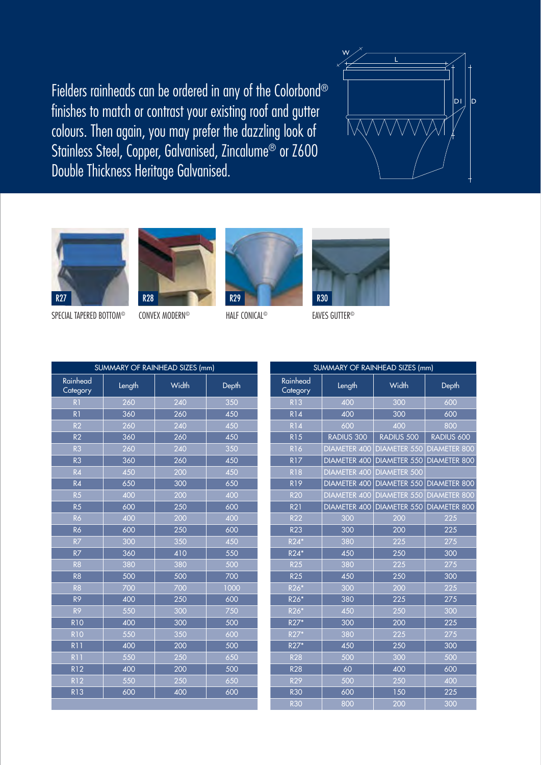Fielders rainheads can be ordered in any of the Colorbond® finishes to match or contrast your existing roof and gutter colours. Then again, you may prefer the dazzling look of Stainless Steel, Copper, Galvanised, Zincalume® or Z600 Double Thickness Heritage Galvanised.

W
L
DI
D

R27
SPECIAL TAPERED BOTTOM©

R28
CONVEX MODERN©

R29
HALF CONICAL©

R30
EAVES GUTTER©

| SUMMARY OF RAINHEAD SIZES (mm) | | | |
|---|---|---|---|
| Rainhead Category | Length | Width | Depth |
| R1 | 260 | 240 | 350 |
| R1 | 360 | 260 | 450 |
| R2 | 260 | 240 | 450 |
| R2 | 360 | 260 | 450 |
| R3 | 260 | 240 | 350 |
| R3 | 360 | 260 | 450 |
| R4 | 450 | 200 | 450 |
| R4 | 650 | 300 | 650 |
| R5 | 400 | 200 | 400 |
| R5 | 600 | 250 | 600 |
| R6 | 400 | 200 | 400 |
| R6 | 600 | 250 | 600 |
| R7 | 300 | 350 | 450 |
| R7 | 360 | 410 | 550 |
| R8 | 380 | 380 | 500 |
| R8 | 500 | 500 | 700 |
| R8 | 700 | 700 | 1000 |
| R9 | 400 | 250 | 600 |
| R9 | 550 | 300 | 750 |
| R10 | 400 | 300 | 500 |
| R10 | 550 | 350 | 600 |
| R11 | 400 | 200 | 500 |
| R11 | 550 | 250 | 650 |
| R12 | 400 | 200 | 500 |
| R12 | 550 | 250 | 650 |
| R13 | 600 | 400 | 600 |

| SUMMARY OF RAINHEAD SIZES (mm) | | | |
|---|---|---|---|
| Rainhead Category | Length | Width | Depth |
| R13 | 400 | 300 | 600 |
| R14 | 400 | 300 | 600 |
| R14 | 600 | 400 | 800 |
| R15 | RADIUS 300 | RADIUS 500 | RADIUS 600 |
| R16 | DIAMETER 400 | DIAMETER 550 | DIAMETER 800 |
| R17 | DIAMETER 400 | DIAMETER 550 | DIAMETER 800 |
| R18 | DIAMETER 400 | DIAMETER 500 | |
| R19 | DIAMETER 400 | DIAMETER 550 | DIAMETER 800 |
| R20 | DIAMETER 400 | DIAMETER 550 | DIAMETER 800 |
| R21 | DIAMETER 400 | DIAMETER 550 | DIAMETER 800 |
| R22 | 300 | 200 | 225 |
| R23 | 300 | 200 | 225 |
| R24* | 380 | 225 | 275 |
| R24* | 450 | 250 | 300 |
| R25 | 380 | 225 | 275 |
| R25 | 450 | 250 | 300 |
| R26* | 300 | 200 | 225 |
| R26* | 380 | 225 | 275 |
| R26* | 450 | 250 | 300 |
| R27* | 300 | 200 | 225 |
| R27* | 380 | 225 | 275 |
| R27* | 450 | 250 | 300 |
| R28 | 500 | 300 | 500 |
| R28 | 60 | 400 | 600 |
| R29 | 500 | 250 | 400 |
| R30 | 600 | 150 | 225 |
| R30 | 800 | 200 | 300 |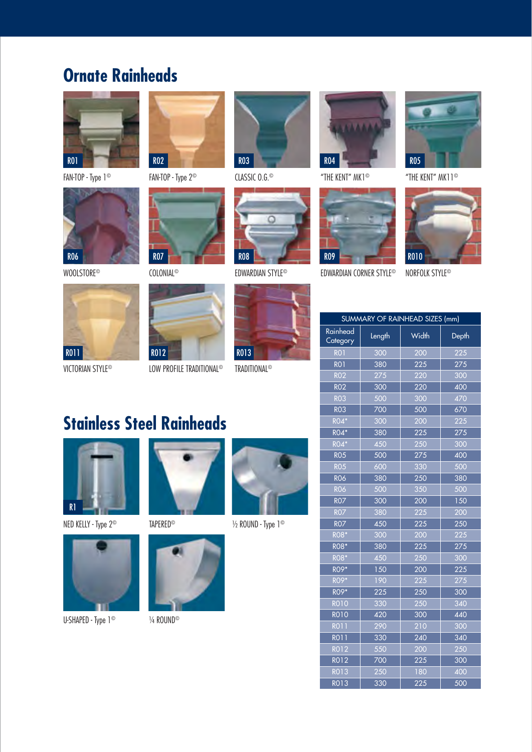## Ornate Rainheads

R01
FAN-TOP - Type 1©

R02
FAN-TOP - Type 2©

R03
CLASSIC O.G.©

R04
"THE KENT" MK1©

R05
"THE KENT" MK11©

R06
WOOLSTORE©

R07
COLONIAL©

R08
EDWARDIAN STYLE©

R09
EDWARDIAN CORNER STYLE©

R010
NORFOLK STYLE©

R011
VICTORIAN STYLE©

R012
LOW PROFILE TRADITIONAL©

R013
TRADITIONAL©

## Stainless Steel Rainheads

R1
NED KELLY - Type 2©

TAPERED©

½ ROUND - Type 1©

U-SHAPED - Type 1©

¼ ROUND©

| SUMMARY OF RAINHEAD SIZES (mm) | | | |
|---|---|---|---|
| Rainhead Category | Length | Width | Depth |
| R01 | 300 | 200 | 225 |
| R01 | 380 | 225 | 275 |
| R02 | 275 | 220 | 300 |
| R02 | 300 | 220 | 400 |
| R03 | 500 | 300 | 470 |
| R03 | 700 | 500 | 670 |
| R04* | 300 | 200 | 225 |
| R04* | 380 | 225 | 275 |
| R04* | 450 | 250 | 300 |
| R05 | 500 | 275 | 400 |
| R05 | 600 | 330 | 500 |
| R06 | 380 | 250 | 380 |
| R06 | 500 | 350 | 500 |
| R07 | 300 | 200 | 150 |
| R07 | 380 | 225 | 200 |
| R07 | 450 | 225 | 250 |
| R08* | 300 | 200 | 225 |
| R08* | 380 | 225 | 275 |
| R08* | 450 | 250 | 300 |
| R09* | 150 | 200 | 225 |
| R09* | 190 | 225 | 275 |
| R09* | 225 | 250 | 300 |
| R010 | 330 | 250 | 340 |
| R010 | 420 | 300 | 440 |
| R011 | 290 | 210 | 300 |
| R011 | 330 | 240 | 340 |
| R012 | 550 | 200 | 250 |
| R012 | 700 | 225 | 300 |
| R013 | 250 | 180 | 400 |
| R013 | 330 | 225 | 500 |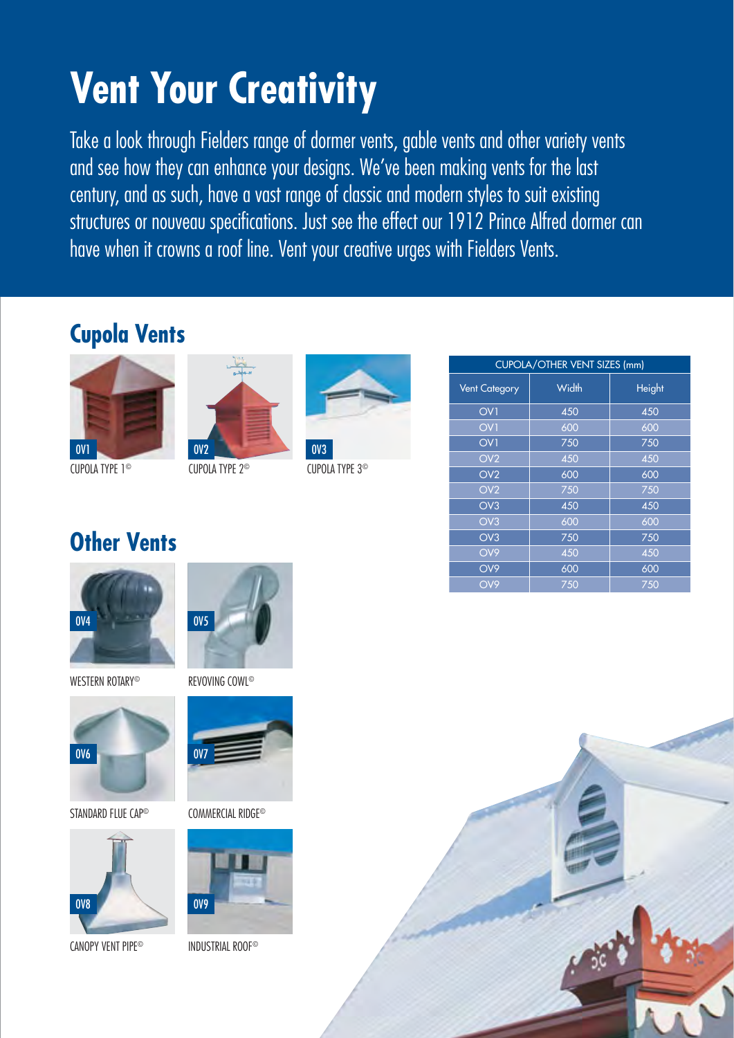# Vent Your Creativity

Take a look through Fielders range of dormer vents, gable vents and other variety vents and see how they can enhance your designs. We've been making vents for the last century, and as such, have a vast range of classic and modern styles to suit existing structures or nouveau specifications. Just see the effect our 1912 Prince Alfred dormer can have when it crowns a roof line. Vent your creative urges with Fielders Vents.

## Cupola Vents

OV1
CUPOLA TYPE 1©

OV2
CUPOLA TYPE 2©

OV3
CUPOLA TYPE 3©

## Other Vents

OV4
WESTERN ROTARY©

OV5
REVOVING COWL©

OV6
STANDARD FLUE CAP©

OV7
COMMERCIAL RIDGE©

OV8
CANOPY VENT PIPE©

OV9
INDUSTRIAL ROOF©

| CUPOLA/OTHER VENT SIZES (mm) | | |
|---|---|---|
| Vent Category | Width | Height |
| OV1 | 450 | 450 |
| OV1 | 600 | 600 |
| OV1 | 750 | 750 |
| OV2 | 450 | 450 |
| OV2 | 600 | 600 |
| OV2 | 750 | 750 |
| OV3 | 450 | 450 |
| OV3 | 600 | 600 |
| OV3 | 750 | 750 |
| OV9 | 450 | 450 |
| OV9 | 600 | 600 |
| OV9 | 750 | 750 |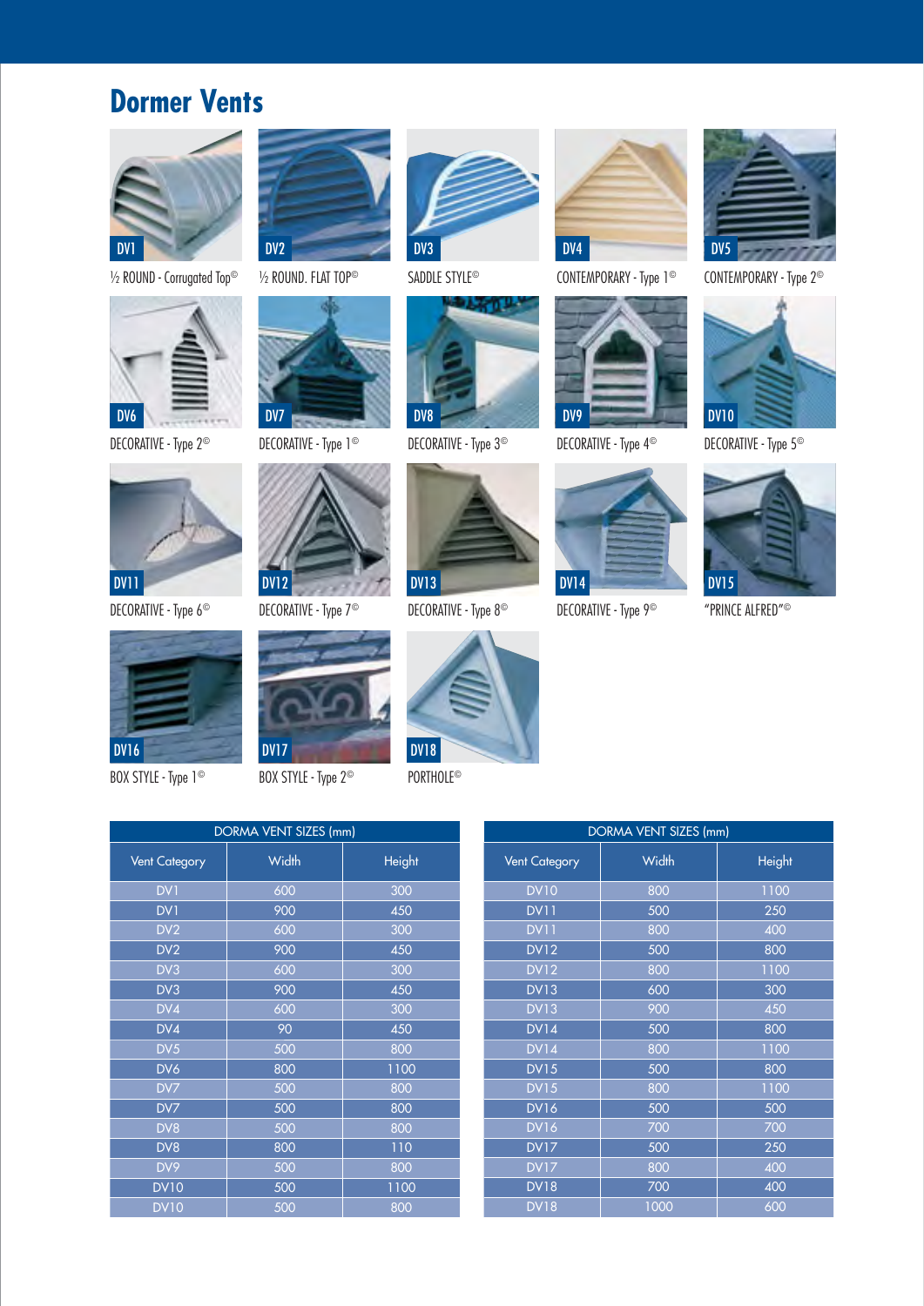# Dormer Vents

DV1 ½ ROUND - Corrugated Top©

DV2 ½ ROUND. FLAT TOP©

DV3 SADDLE STYLE©

DV4 CONTEMPORARY - Type 1©

DV5 CONTEMPORARY - Type 2©

DV6 DECORATIVE - Type 2©

DV7 DECORATIVE - Type 1©

DV8 DECORATIVE - Type 3©

DV9 DECORATIVE - Type 4©

DV10 DECORATIVE - Type 5©

DV11 DECORATIVE - Type 6©

DV12 DECORATIVE - Type 7©

DV13 DECORATIVE - Type 8©

DV14 DECORATIVE - Type 9©

DV15 "PRINCE ALFRED"©

DV16 BOX STYLE - Type 1©

DV17 BOX STYLE - Type 2©

DV18 PORTHOLE©

| DORMA VENT SIZES (mm) | | |
|---|---|---|
| Vent Category | Width | Height |
| DV1 | 600 | 300 |
| DV1 | 900 | 450 |
| DV2 | 600 | 300 |
| DV2 | 900 | 450 |
| DV3 | 600 | 300 |
| DV3 | 900 | 450 |
| DV4 | 600 | 300 |
| DV4 | 90 | 450 |
| DV5 | 500 | 800 |
| DV6 | 800 | 1100 |
| DV7 | 500 | 800 |
| DV7 | 500 | 800 |
| DV8 | 500 | 800 |
| DV8 | 800 | 110 |
| DV9 | 500 | 800 |
| DV10 | 500 | 1100 |
| DV10 | 500 | 800 |

| DORMA VENT SIZES (mm) | | |
|---|---|---|
| Vent Category | Width | Height |
| DV10 | 800 | 1100 |
| DV11 | 500 | 250 |
| DV11 | 800 | 400 |
| DV12 | 500 | 800 |
| DV12 | 800 | 1100 |
| DV13 | 600 | 300 |
| DV13 | 900 | 450 |
| DV14 | 500 | 800 |
| DV14 | 800 | 1100 |
| DV15 | 500 | 800 |
| DV15 | 800 | 1100 |
| DV16 | 500 | 500 |
| DV16 | 700 | 700 |
| DV17 | 500 | 250 |
| DV17 | 800 | 400 |
| DV18 | 700 | 400 |
| DV18 | 1000 | 600 |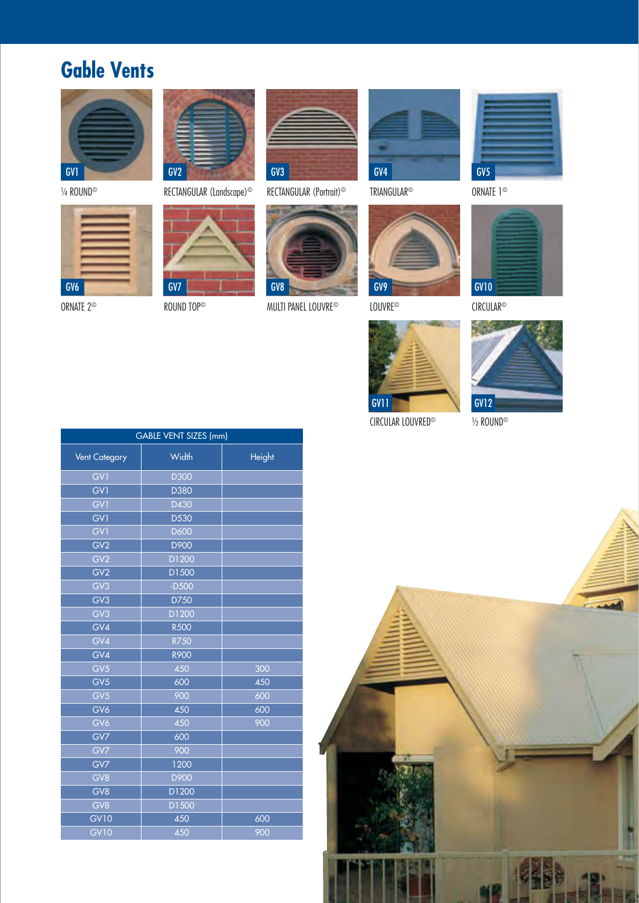# Gable Vents

GV1
¼ ROUND©

GV2
RECTANGULAR (Landscape)©

GV3
RECTANGULAR (Portrait)©

GV4
TRIANGULAR©

GV5
ORNATE 1©

GV6
ORNATE 2©

GV7
ROUND TOP©

GV8
MULTI PANEL LOUVRE©

GV9
LOUVRE©

GV10
CIRCULAR©

GV11
CIRCULAR LOUVRED©

GV12
½ ROUND©

| GABLE VENT SIZES (mm) | | |
|---|---|---|
| Vent Category | Width | Height |
| GV1 | D300 | |
| GV1 | D380 | |
| GV1 | D430 | |
| GV1 | D530 | |
| GV1 | D600 | |
| GV2 | D900 | |
| GV2 | D1200 | |
| GV2 | D1500 | |
| GV3 | -D500 | |
| GV3 | D750 | |
| GV3 | D1200 | |
| GV4 | R500 | |
| GV4 | R750 | |
| GV4 | R900 | |
| GV5 | 450 | 300 |
| GV5 | 600 | 450 |
| GV5 | 900 | 600 |
| GV6 | 450 | 600 |
| GV6 | 450 | 900 |
| GV7 | 600 | |
| GV7 | 900 | |
| GV7 | 1200 | |
| GV8 | D900 | |
| GV8 | D1200 | |
| GV8 | D1500 | |
| GV10 | 450 | 600 |
| GV10 | 450 | 900 |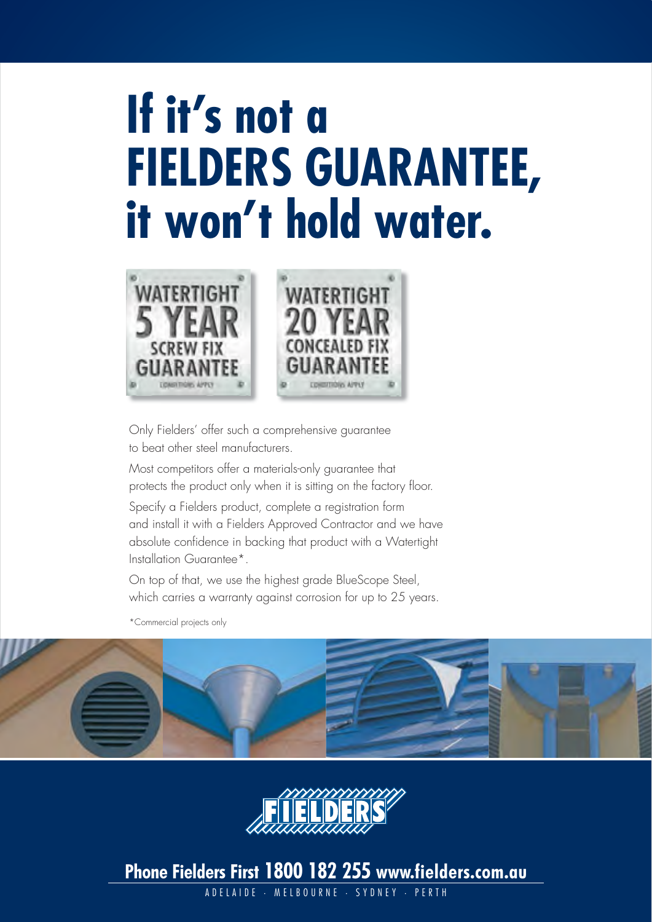# If it's not a FIELDERS GUARANTEE, it won't hold water.

WATERTIGHT 5 YEAR SCREW FIX GUARANTEE CONDITIONS APPLY

WATERTIGHT 20 YEAR CONCEALED FIX GUARANTEE CONDITIONS APPLY

Only Fielders' offer such a comprehensive guarantee to beat other steel manufacturers.

Most competitors offer a materials-only guarantee that protects the product only when it is sitting on the factory floor.

Specify a Fielders product, complete a registration form and install it with a Fielders Approved Contractor and we have absolute confidence in backing that product with a Watertight Installation Guarantee*.

On top of that, we use the highest grade BlueScope Steel, which carries a warranty against corrosion for up to 25 years.

*Commercial projects only

FIELDERS

**Phone Fielders First 1800 182 255 www.fielders.com.au**

ADELAIDE · MELBOURNE · SYDNEY · PERTH